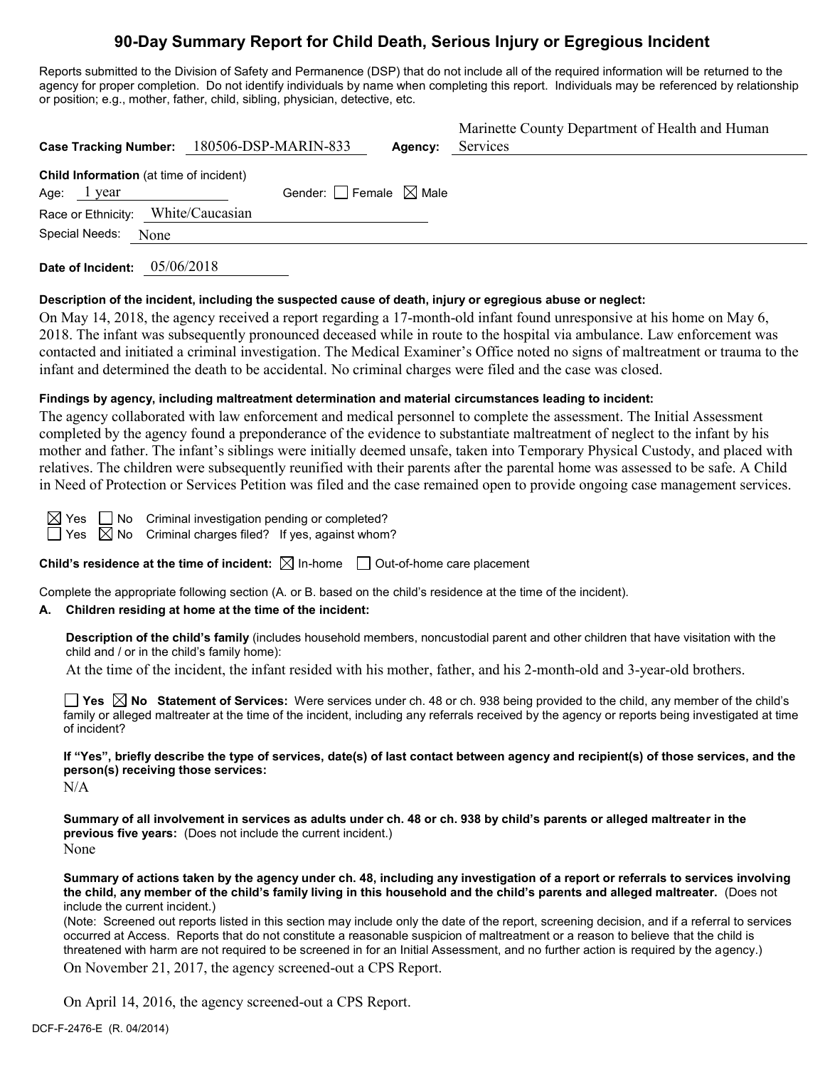# 90-Day Summary Report for Child Death, Serious Injury or Egregious Incident

Reports submitted to the Division of Safety and Permanence (DSP) that do not include all of the required information will be returned to the agency for proper completion. Do not identify individuals by name when completing this report. Individuals may be referenced by relationship or position; e.g., mother, father, child, sibling, physician, detective, etc.

**Case Tracking Number:** 180506-DSP-MARIN-833 **Agency:** Marinette County Department of Health and Human Services

**Child Information** (at time of incident)

Age: 1 year Gender: ☐ Female ☒ Male

Race or Ethnicity: White/Caucasian

Special Needs: None

**Date of Incident:** 05/06/2018

**Description of the incident, including the suspected cause of death, injury or egregious abuse or neglect:**

On May 14, 2018, the agency received a report regarding a 17-month-old infant found unresponsive at his home on May 6, 2018. The infant was subsequently pronounced deceased while in route to the hospital via ambulance. Law enforcement was contacted and initiated a criminal investigation. The Medical Examiner's Office noted no signs of maltreatment or trauma to the infant and determined the death to be accidental. No criminal charges were filed and the case was closed.

**Findings by agency, including maltreatment determination and material circumstances leading to incident:**

The agency collaborated with law enforcement and medical personnel to complete the assessment. The Initial Assessment completed by the agency found a preponderance of the evidence to substantiate maltreatment of neglect to the infant by his mother and father. The infant's siblings were initially deemed unsafe, taken into Temporary Physical Custody, and placed with relatives. The children were subsequently reunified with their parents after the parental home was assessed to be safe. A Child in Need of Protection or Services Petition was filed and the case remained open to provide ongoing case management services.

☒ Yes ☐ No Criminal investigation pending or completed?

☐ Yes ☒ No Criminal charges filed? If yes, against whom?

**Child's residence at the time of incident:** ☒ In-home ☐ Out-of-home care placement

Complete the appropriate following section (A. or B. based on the child's residence at the time of the incident).

**A. Children residing at home at the time of the incident:**

**Description of the child's family** (includes household members, noncustodial parent and other children that have visitation with the child and / or in the child's family home):

At the time of the incident, the infant resided with his mother, father, and his 2-month-old and 3-year-old brothers.

☐ **Yes** ☒ **No** **Statement of Services:** Were services under ch. 48 or ch. 938 being provided to the child, any member of the child's family or alleged maltreater at the time of the incident, including any referrals received by the agency or reports being investigated at time of incident?

**If "Yes", briefly describe the type of services, date(s) of last contact between agency and recipient(s) of those services, and the person(s) receiving those services:**

N/A

**Summary of all involvement in services as adults under ch. 48 or ch. 938 by child's parents or alleged maltreater in the previous five years:** (Does not include the current incident.)

None

**Summary of actions taken by the agency under ch. 48, including any investigation of a report or referrals to services involving the child, any member of the child's family living in this household and the child's parents and alleged maltreater.** (Does not include the current incident.)

(Note: Screened out reports listed in this section may include only the date of the report, screening decision, and if a referral to services occurred at Access. Reports that do not constitute a reasonable suspicion of maltreatment or a reason to believe that the child is threatened with harm are not required to be screened in for an Initial Assessment, and no further action is required by the agency.)

On November 21, 2017, the agency screened-out a CPS Report.

On April 14, 2016, the agency screened-out a CPS Report.

DCF-F-2476-E (R. 04/2014)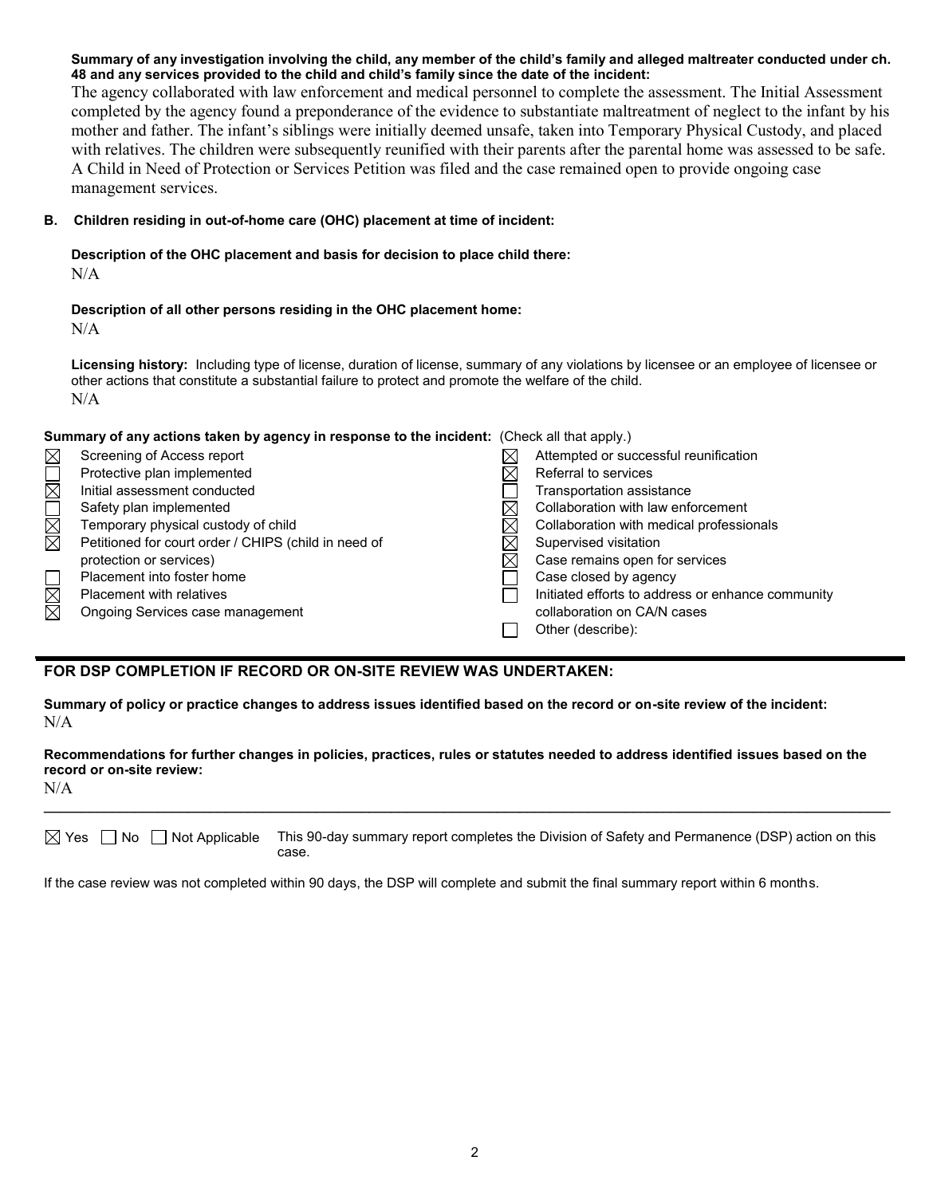**Summary of any investigation involving the child, any member of the child's family and alleged maltreater conducted under ch. 48 and any services provided to the child and child's family since the date of the incident:**

The agency collaborated with law enforcement and medical personnel to complete the assessment. The Initial Assessment completed by the agency found a preponderance of the evidence to substantiate maltreatment of neglect to the infant by his mother and father. The infant's siblings were initially deemed unsafe, taken into Temporary Physical Custody, and placed with relatives. The children were subsequently reunified with their parents after the parental home was assessed to be safe. A Child in Need of Protection or Services Petition was filed and the case remained open to provide ongoing case management services.

**B. Children residing in out-of-home care (OHC) placement at time of incident:**

**Description of the OHC placement and basis for decision to place child there:**
N/A

**Description of all other persons residing in the OHC placement home:**
N/A

**Licensing history:** Including type of license, duration of license, summary of any violations by licensee or an employee of licensee or other actions that constitute a substantial failure to protect and promote the welfare of the child.
N/A

**Summary of any actions taken by agency in response to the incident:** (Check all that apply.)

- ☒ Screening of Access report
- ☐ Protective plan implemented
- ☒ Initial assessment conducted
- ☐ Safety plan implemented
- ☒ Temporary physical custody of child
- ☒ Petitioned for court order / CHIPS (child in need of protection or services)
- ☐ Placement into foster home
- ☒ Placement with relatives
- ☒ Ongoing Services case management
- ☒ Attempted or successful reunification
- ☒ Referral to services
- ☐ Transportation assistance
- ☒ Collaboration with law enforcement
- ☒ Collaboration with medical professionals
- ☒ Supervised visitation
- ☒ Case remains open for services
- ☐ Case closed by agency
- ☐ Initiated efforts to address or enhance community collaboration on CA/N cases
- ☐ Other (describe):

## FOR DSP COMPLETION IF RECORD OR ON-SITE REVIEW WAS UNDERTAKEN:

**Summary of policy or practice changes to address issues identified based on the record or on-site review of the incident:**
N/A

**Recommendations for further changes in policies, practices, rules or statutes needed to address identified issues based on the record or on-site review:**
N/A

---

☒ Yes ☐ No ☐ Not Applicable This 90-day summary report completes the Division of Safety and Permanence (DSP) action on this case.

If the case review was not completed within 90 days, the DSP will complete and submit the final summary report within 6 months.